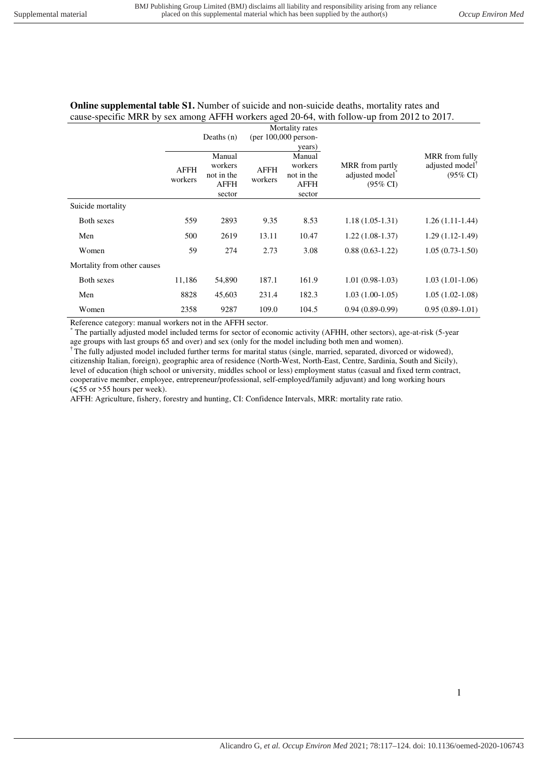**Online supplemental table S1.** Number of suicide and non-suicide deaths, mortality rates and cause-specific MRR by sex among AFFH workers aged 20-64, with follow-up from 2012 to 2017.

| | Deaths (n) | | Mortality rates (per 100,000 person-years) | | MRR from partly adjusted model* (95% CI) | MRR from fully adjusted model† (95% CI) |
|---|---|---|---|---|---|---|
| | AFFH workers | Manual workers not in the AFFH sector | AFFH workers | Manual workers not in the AFFH sector | | |
| Suicide mortality | | | | | | |
| Both sexes | 559 | 2893 | 9.35 | 8.53 | 1.18 (1.05-1.31) | 1.26 (1.11-1.44) |
| Men | 500 | 2619 | 13.11 | 10.47 | 1.22 (1.08-1.37) | 1.29 (1.12-1.49) |
| Women | 59 | 274 | 2.73 | 3.08 | 0.88 (0.63-1.22) | 1.05 (0.73-1.50) |
| Mortality from other causes | | | | | | |
| Both sexes | 11,186 | 54,890 | 187.1 | 161.9 | 1.01 (0.98-1.03) | 1.03 (1.01-1.06) |
| Men | 8828 | 45,603 | 231.4 | 182.3 | 1.03 (1.00-1.05) | 1.05 (1.02-1.08) |
| Women | 2358 | 9287 | 109.0 | 104.5 | 0.94 (0.89-0.99) | 0.95 (0.89-1.01) |

Reference category: manual workers not in the AFFH sector.

\* The partially adjusted model included terms for sector of economic activity (AFHH, other sectors), age-at-risk (5-year age groups with last groups 65 and over) and sex (only for the model including both men and women).

† The fully adjusted model included further terms for marital status (single, married, separated, divorced or widowed), citizenship Italian, foreign), geographic area of residence (North-West, North-East, Centre, Sardinia, South and Sicily), level of education (high school or university, middles school or less) employment status (casual and fixed term contract, cooperative member, employee, entrepreneur/professional, self-employed/family adjuvant) and long working hours (⩽55 or >55 hours per week).

AFFH: Agriculture, fishery, forestry and hunting, CI: Confidence Intervals, MRR: mortality rate ratio.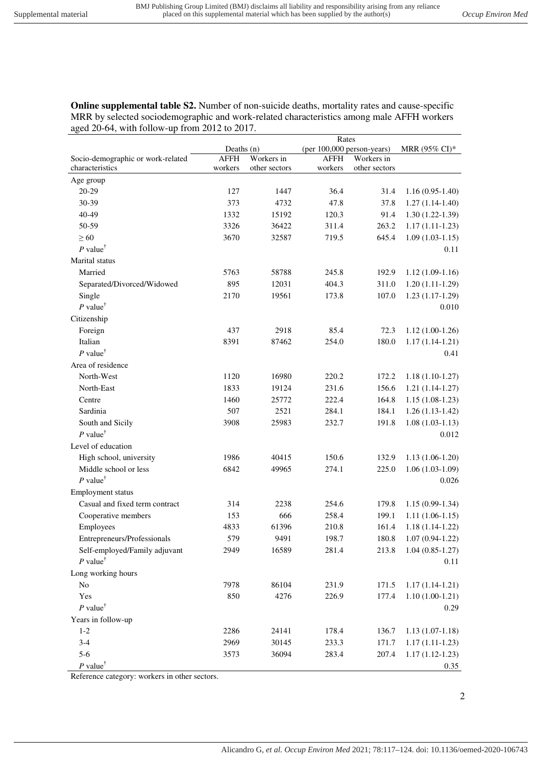**Online supplemental table S2.** Number of non-suicide deaths, mortality rates and cause-specific MRR by selected sociodemographic and work-related characteristics among male AFFH workers aged 20-64, with follow-up from 2012 to 2017.

| Socio-demographic or work-related characteristics | Deaths (n) | | Rates (per 100,000 person-years) | | MRR (95% CI)* |
|---|---|---|---|---|---|
| | AFFH workers | Workers in other sectors | AFFH workers | Workers in other sectors | |
| Age group | | | | | |
| 20-29 | 127 | 1447 | 36.4 | 31.4 | 1.16 (0.95-1.40) |
| 30-39 | 373 | 4732 | 47.8 | 37.8 | 1.27 (1.14-1.40) |
| 40-49 | 1332 | 15192 | 120.3 | 91.4 | 1.30 (1.22-1.39) |
| 50-59 | 3326 | 36422 | 311.4 | 263.2 | 1.17 (1.11-1.23) |
| ≥ 60 | 3670 | 32587 | 719.5 | 645.4 | 1.09 (1.03-1.15) |
| *P* value[†] | | | | | 0.11 |
| Marital status | | | | | |
| Married | 5763 | 58788 | 245.8 | 192.9 | 1.12 (1.09-1.16) |
| Separated/Divorced/Widowed | 895 | 12031 | 404.3 | 311.0 | 1.20 (1.11-1.29) |
| Single | 2170 | 19561 | 173.8 | 107.0 | 1.23 (1.17-1.29) |
| *P* value[†] | | | | | 0.010 |
| Citizenship | | | | | |
| Foreign | 437 | 2918 | 85.4 | 72.3 | 1.12 (1.00-1.26) |
| Italian | 8391 | 87462 | 254.0 | 180.0 | 1.17 (1.14-1.21) |
| *P* value[†] | | | | | 0.41 |
| Area of residence | | | | | |
| North-West | 1120 | 16980 | 220.2 | 172.2 | 1.18 (1.10-1.27) |
| North-East | 1833 | 19124 | 231.6 | 156.6 | 1.21 (1.14-1.27) |
| Centre | 1460 | 25772 | 222.4 | 164.8 | 1.15 (1.08-1.23) |
| Sardinia | 507 | 2521 | 284.1 | 184.1 | 1.26 (1.13-1.42) |
| South and Sicily | 3908 | 25983 | 232.7 | 191.8 | 1.08 (1.03-1.13) |
| *P* value[†] | | | | | 0.012 |
| Level of education | | | | | |
| High school, university | 1986 | 40415 | 150.6 | 132.9 | 1.13 (1.06-1.20) |
| Middle school or less | 6842 | 49965 | 274.1 | 225.0 | 1.06 (1.03-1.09) |
| *P* value[†] | | | | | 0.026 |
| Employment status | | | | | |
| Casual and fixed term contract | 314 | 2238 | 254.6 | 179.8 | 1.15 (0.99-1.34) |
| Cooperative members | 153 | 666 | 258.4 | 199.1 | 1.11 (1.06-1.15) |
| Employees | 4833 | 61396 | 210.8 | 161.4 | 1.18 (1.14-1.22) |
| Entrepreneurs/Professionals | 579 | 9491 | 198.7 | 180.8 | 1.07 (0.94-1.22) |
| Self-employed/Family adjuvant | 2949 | 16589 | 281.4 | 213.8 | 1.04 (0.85-1.27) |
| *P* value[†] | | | | | 0.11 |
| Long working hours | | | | | |
| No | 7978 | 86104 | 231.9 | 171.5 | 1.17 (1.14-1.21) |
| Yes | 850 | 4276 | 226.9 | 177.4 | 1.10 (1.00-1.21) |
| *P* value[†] | | | | | 0.29 |
| Years in follow-up | | | | | |
| 1-2 | 2286 | 24141 | 178.4 | 136.7 | 1.13 (1.07-1.18) |
| 3-4 | 2969 | 30145 | 233.3 | 171.7 | 1.17 (1.11-1.23) |
| 5-6 | 3573 | 36094 | 283.4 | 207.4 | 1.17 (1.12-1.23) |
| *P* value[†] | | | | | 0.35 |

Reference category: workers in other sectors.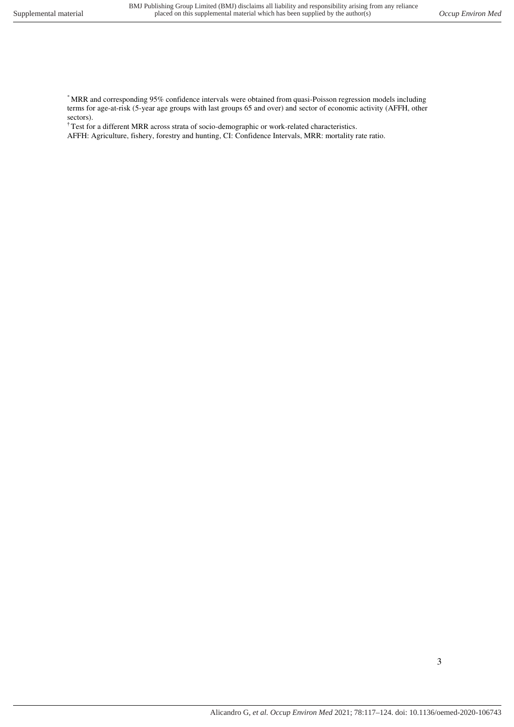[*] MRR and corresponding 95% confidence intervals were obtained from quasi-Poisson regression models including terms for age-at-risk (5-year age groups with last groups 65 and over) and sector of economic activity (AFFH, other sectors).

[†] Test for a different MRR across strata of socio-demographic or work-related characteristics.

AFFH: Agriculture, fishery, forestry and hunting, CI: Confidence Intervals, MRR: mortality rate ratio.